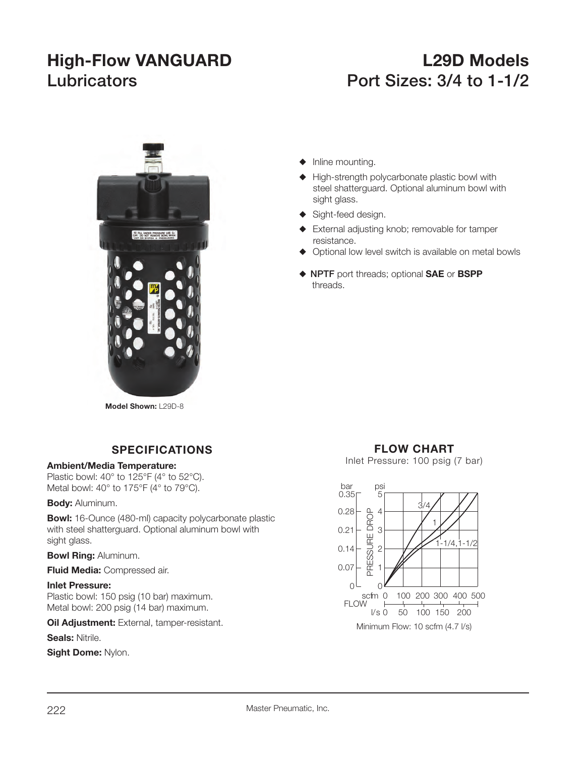# High-Flow VANGUARD Lubricators

# L29D Models
# Port Sizes: 3/4 to 1-1/2

**Model Shown:** L29D-8

- Inline mounting.
- High-strength polycarbonate plastic bowl with steel shatterguard. Optional aluminum bowl with sight glass.
- Sight-feed design.
- External adjusting knob; removable for tamper resistance.
- Optional low level switch is available on metal bowls
- **NPTF** port threads; optional **SAE** or **BSPP** threads.

## SPECIFICATIONS

**Ambient/Media Temperature:**
Plastic bowl: 40° to 125°F (4° to 52°C).
Metal bowl: 40° to 175°F (4° to 79°C).

**Body:** Aluminum.

**Bowl:** 16-Ounce (480-ml) capacity polycarbonate plastic with steel shatterguard. Optional aluminum bowl with sight glass.

**Bowl Ring:** Aluminum.

**Fluid Media:** Compressed air.

**Inlet Pressure:**
Plastic bowl: 150 psig (10 bar) maximum.
Metal bowl: 200 psig (14 bar) maximum.

**Oil Adjustment:** External, tamper-resistant.

**Seals:** Nitrile.

**Sight Dome:** Nylon.

## FLOW CHART

Inlet Pressure: 100 psig (7 bar)

Minimum Flow: 10 scfm (4.7 l/s)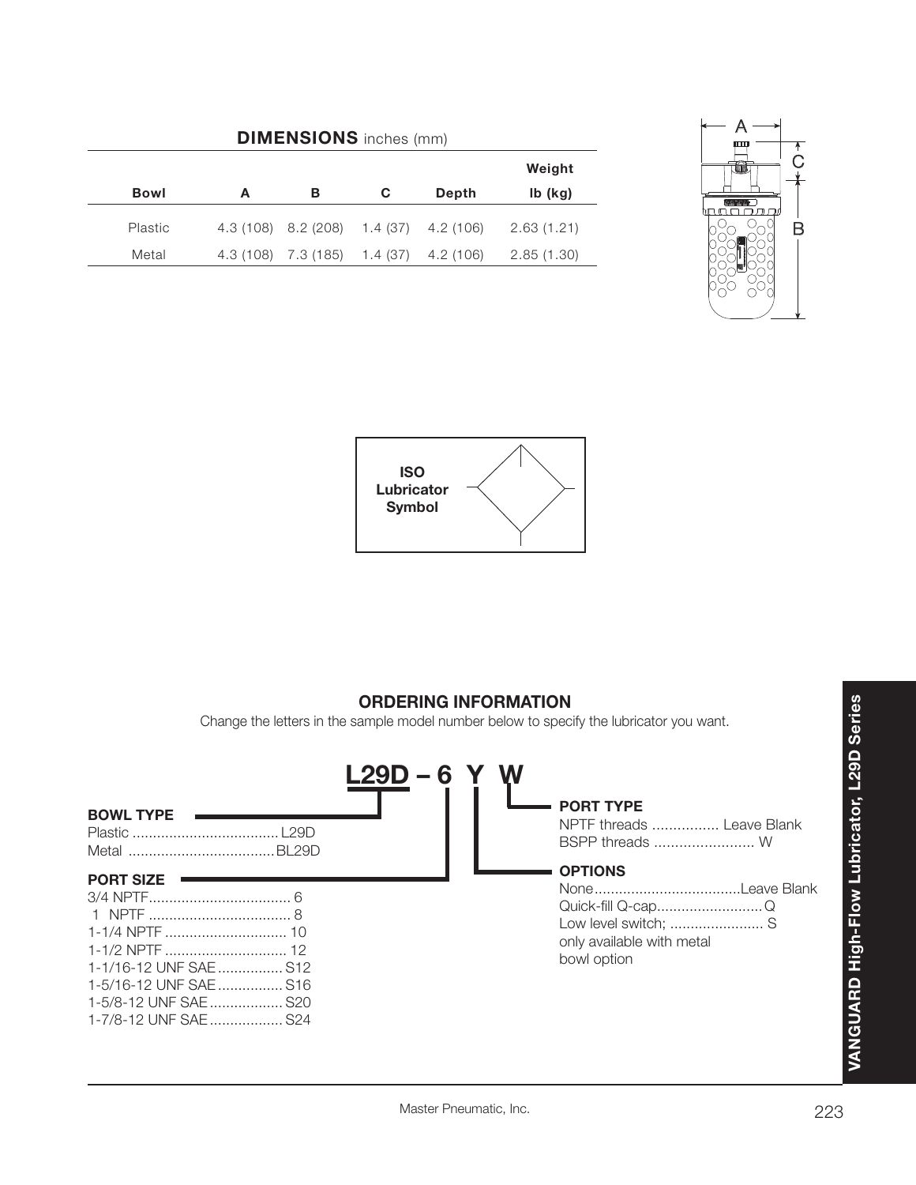## DIMENSIONS inches (mm)

| Bowl | A | B | C | Depth | Weight lb (kg) |
|---|---|---|---|---|---|
| Plastic | 4.3 (108) | 8.2 (208) | 1.4 (37) | 4.2 (106) | 2.63 (1.21) |
| Metal | 4.3 (108) | 7.3 (185) | 1.4 (37) | 4.2 (106) | 2.85 (1.30) |

**ISO Lubricator Symbol**

## ORDERING INFORMATION

Change the letters in the sample model number below to specify the lubricator you want.

**L29D – 6 Y W**

**BOWL TYPE**
Plastic .................................... L29D
Metal .................................... BL29D

**PORT SIZE**
3/4 NPTF.................................. 6
1 NPTF .................................. 8
1-1/4 NPTF .............................. 10
1-1/2 NPTF .............................. 12
1-1/16-12 UNF SAE................ S12
1-5/16-12 UNF SAE................ S16
1-5/8-12 UNF SAE.................. S20
1-7/8-12 UNF SAE.................. S24

**PORT TYPE**
NPTF threads ................ Leave Blank
BSPP threads ........................ W

**OPTIONS**
None....................................Leave Blank
Quick-fill Q-cap..........................Q
Low level switch; ....................... S
only available with metal bowl option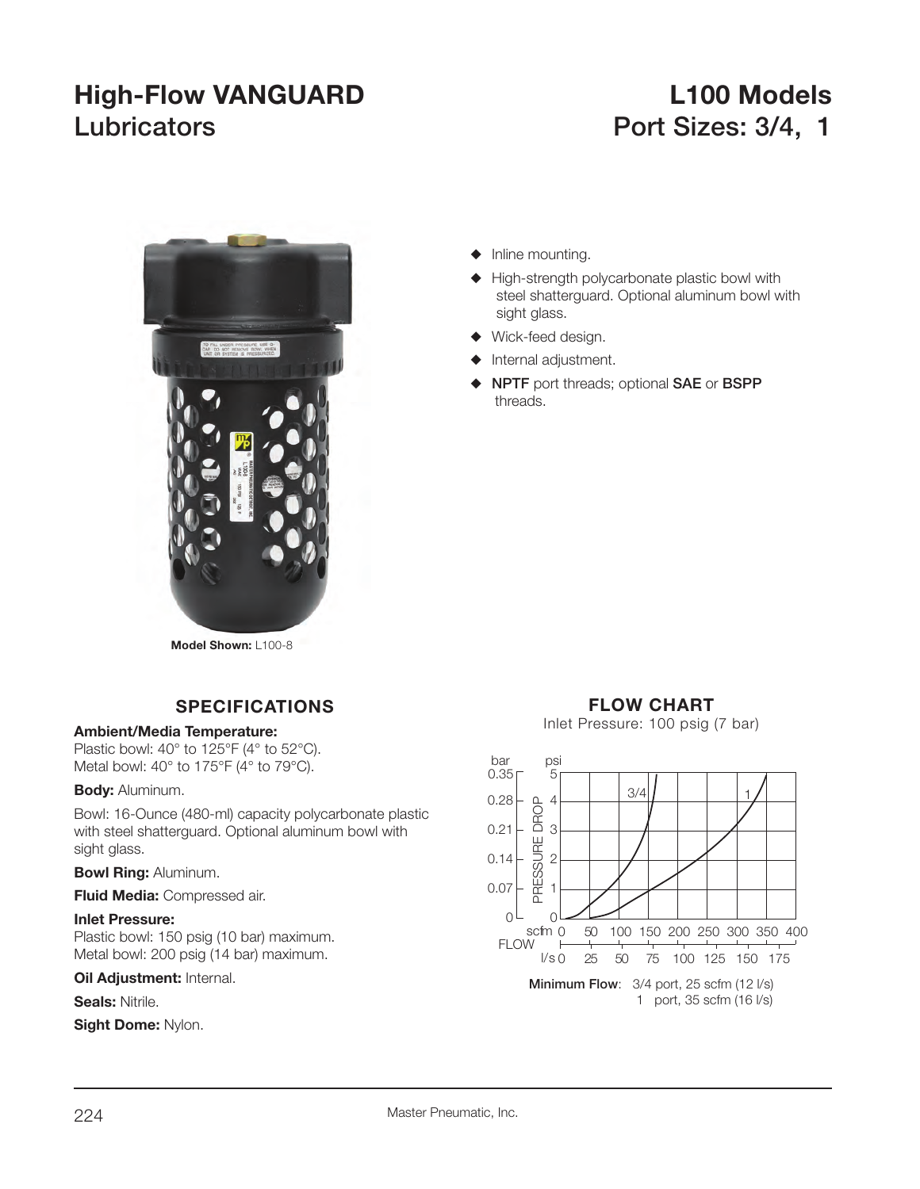# High-Flow VANGUARD Lubricators

# L100 Models Port Sizes: 3/4, 1

**Model Shown:** L100-8

- Inline mounting.
- High-strength polycarbonate plastic bowl with steel shatterguard. Optional aluminum bowl with sight glass.
- Wick-feed design.
- Internal adjustment.
- **NPTF** port threads; optional **SAE** or **BSPP** threads.

## SPECIFICATIONS

**Ambient/Media Temperature:**
Plastic bowl: 40° to 125°F (4° to 52°C).
Metal bowl: 40° to 175°F (4° to 79°C).

**Body:** Aluminum.

Bowl: 16-Ounce (480-ml) capacity polycarbonate plastic with steel shatterguard. Optional aluminum bowl with sight glass.

**Bowl Ring:** Aluminum.

**Fluid Media:** Compressed air.

**Inlet Pressure:**
Plastic bowl: 150 psig (10 bar) maximum.
Metal bowl: 200 psig (14 bar) maximum.

**Oil Adjustment:** Internal.

**Seals:** Nitrile.

**Sight Dome:** Nylon.

## FLOW CHART

Inlet Pressure: 100 psig (7 bar)

Pressure drop (bar: 0–0.35; psi: 0–5) vs. Flow (scfm: 0–400; l/s: 0–175), curves for 3/4 and 1 port.

**Minimum Flow**: 3/4 port, 25 scfm (12 l/s)
1 port, 35 scfm (16 l/s)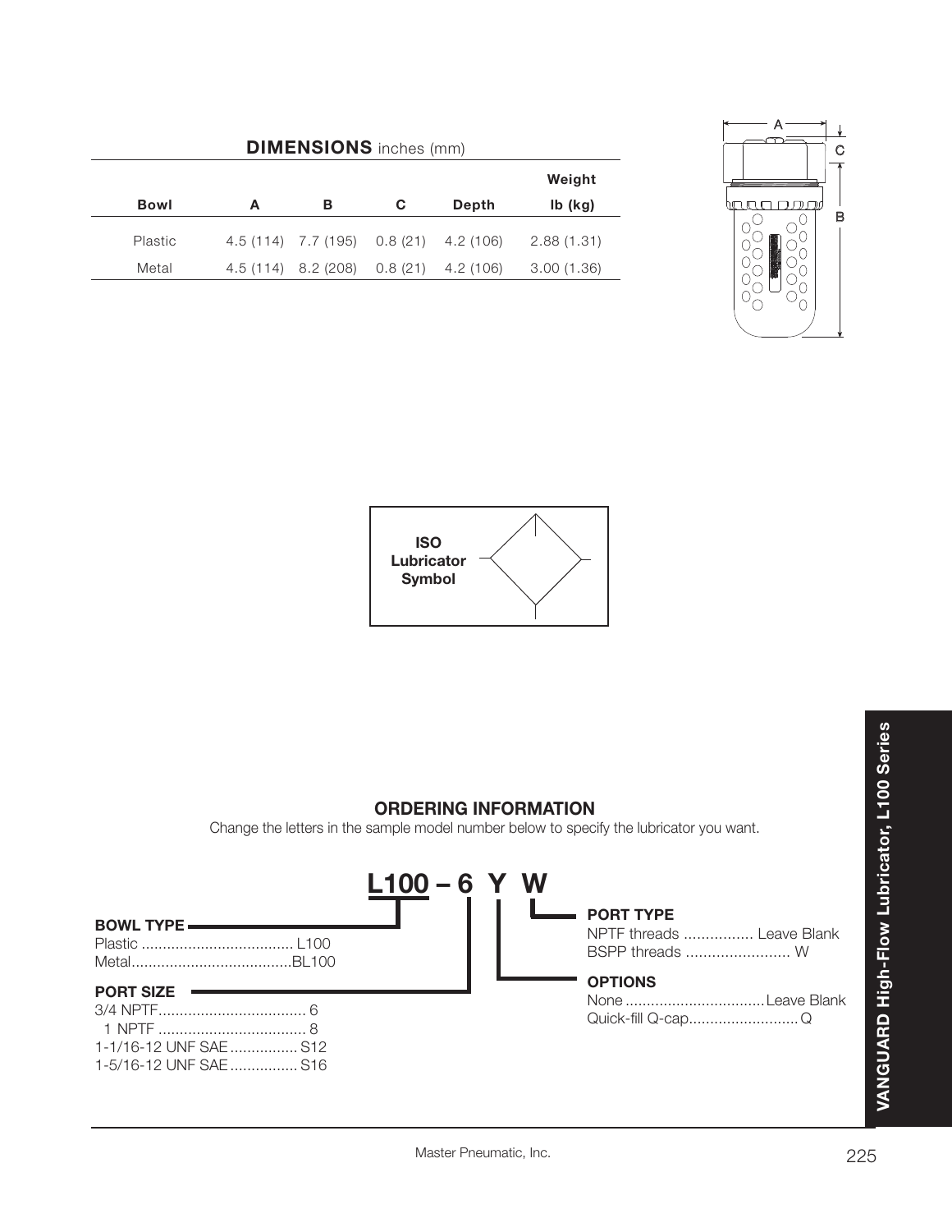## DIMENSIONS inches (mm)

| Bowl | A | B | C | Depth | Weight lb (kg) |
|---|---|---|---|---|---|
| Plastic | 4.5 (114) | 7.7 (195) | 0.8 (21) | 4.2 (106) | 2.88 (1.31) |
| Metal | 4.5 (114) | 8.2 (208) | 0.8 (21) | 4.2 (106) | 3.00 (1.36) |

A
C
B

**ISO Lubricator Symbol**

## ORDERING INFORMATION

Change the letters in the sample model number below to specify the lubricator you want.

**L100 – 6 Y W**

**BOWL TYPE**
Plastic .................................... L100
Metal......................................BL100

**PORT SIZE**
3/4 NPTF.................................... 6
1 NPTF .................................... 8
1-1/16-12 UNF SAE................ S12
1-5/16-12 UNF SAE................ S16

**PORT TYPE**
NPTF threads ................ Leave Blank
BSPP threads ........................ W

**OPTIONS**
None .................................Leave Blank
Quick-fill Q-cap.......................... Q

VANGUARD High-Flow Lubricator, L100 Series

Master Pneumatic, Inc.